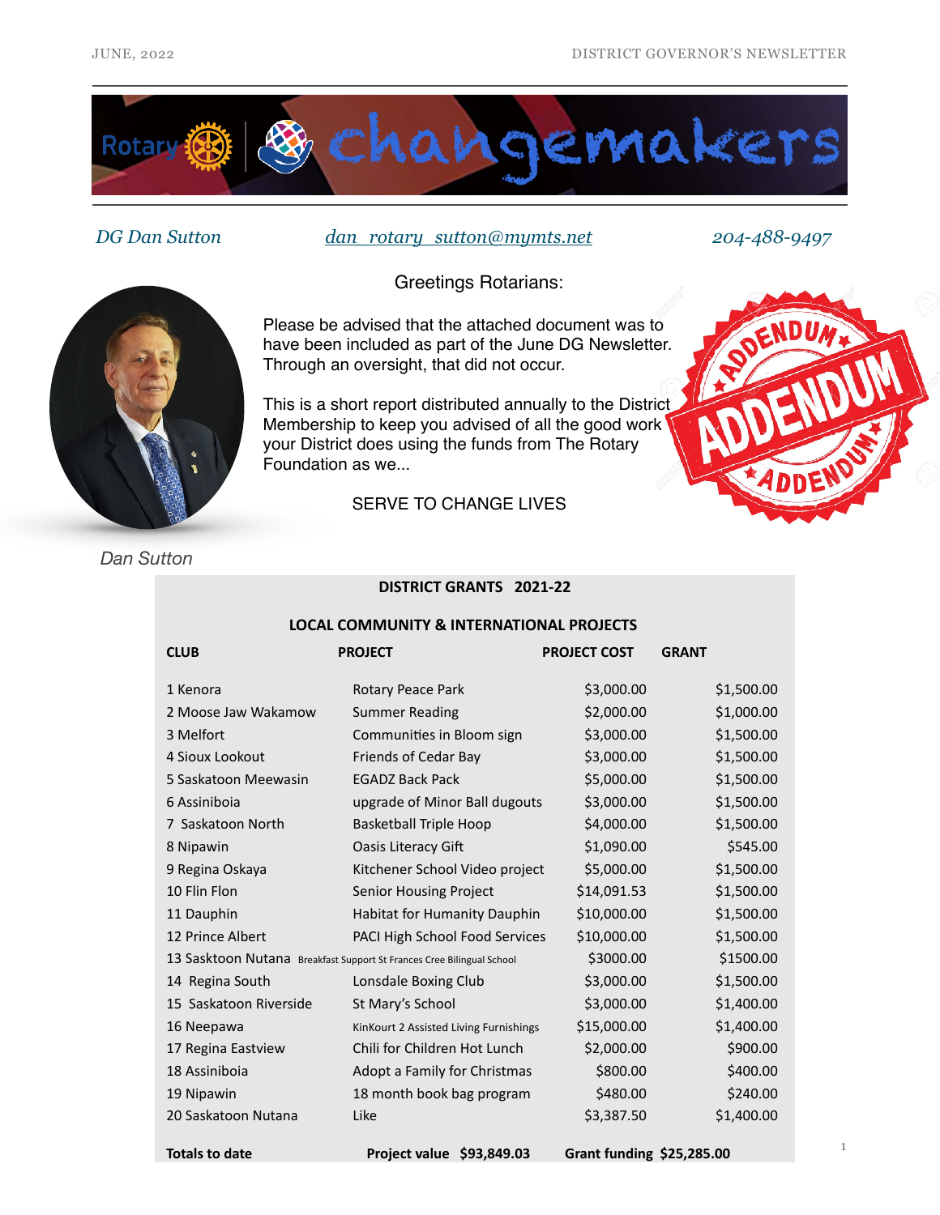# changemakers

*DG Dan Sutton* — [dan_rotary_sutton@mymts.net](mailto:dan_rotary_sutton@mymts.net) — *204-488-9497*

Greetings Rotarians:

Please be advised that the attached document was to have been included as part of the June DG Newsletter. Through an oversight, that did not occur.

This is a short report distributed annually to the District Membership to keep you advised of all the good work your District does using the funds from The Rotary Foundation as we...

SERVE TO CHANGE LIVES

ADDENDUM

Dan Sutton

## DISTRICT GRANTS 2021-22

### LOCAL COMMUNITY & INTERNATIONAL PROJECTS

| CLUB | PROJECT | PROJECT COST | GRANT |
|---|---|---|---|
| 1 Kenora | Rotary Peace Park | $3,000.00 | $1,500.00 |
| 2 Moose Jaw Wakamow | Summer Reading | $2,000.00 | $1,000.00 |
| 3 Melfort | Communities in Bloom sign | $3,000.00 | $1,500.00 |
| 4 Sioux Lookout | Friends of Cedar Bay | $3,000.00 | $1,500.00 |
| 5 Saskatoon Meewasin | EGADZ Back Pack | $5,000.00 | $1,500.00 |
| 6 Assiniboia | upgrade of Minor Ball dugouts | $3,000.00 | $1,500.00 |
| 7 Saskatoon North | Basketball Triple Hoop | $4,000.00 | $1,500.00 |
| 8 Nipawin | Oasis Literacy Gift | $1,090.00 | $545.00 |
| 9 Regina Oskaya | Kitchener School Video project | $5,000.00 | $1,500.00 |
| 10 Flin Flon | Senior Housing Project | $14,091.53 | $1,500.00 |
| 11 Dauphin | Habitat for Humanity Dauphin | $10,000.00 | $1,500.00 |
| 12 Prince Albert | PACI High School Food Services | $10,000.00 | $1,500.00 |
| 13 Sasktoon Nutana | Breakfast Support St Frances Cree Bilingual School | $3000.00 | $1500.00 |
| 14 Regina South | Lonsdale Boxing Club | $3,000.00 | $1,500.00 |
| 15 Saskatoon Riverside | St Mary's School | $3,000.00 | $1,400.00 |
| 16 Neepawa | KinKourt 2 Assisted Living Furnishings | $15,000.00 | $1,400.00 |
| 17 Regina Eastview | Chili for Children Hot Lunch | $2,000.00 | $900.00 |
| 18 Assiniboia | Adopt a Family for Christmas | $800.00 | $400.00 |
| 19 Nipawin | 18 month book bag program | $480.00 | $240.00 |
| 20 Saskatoon Nutana | Like | $3,387.50 | $1,400.00 |
| **Totals to date** | | **Project value $93,849.03** | **Grant funding $25,285.00** |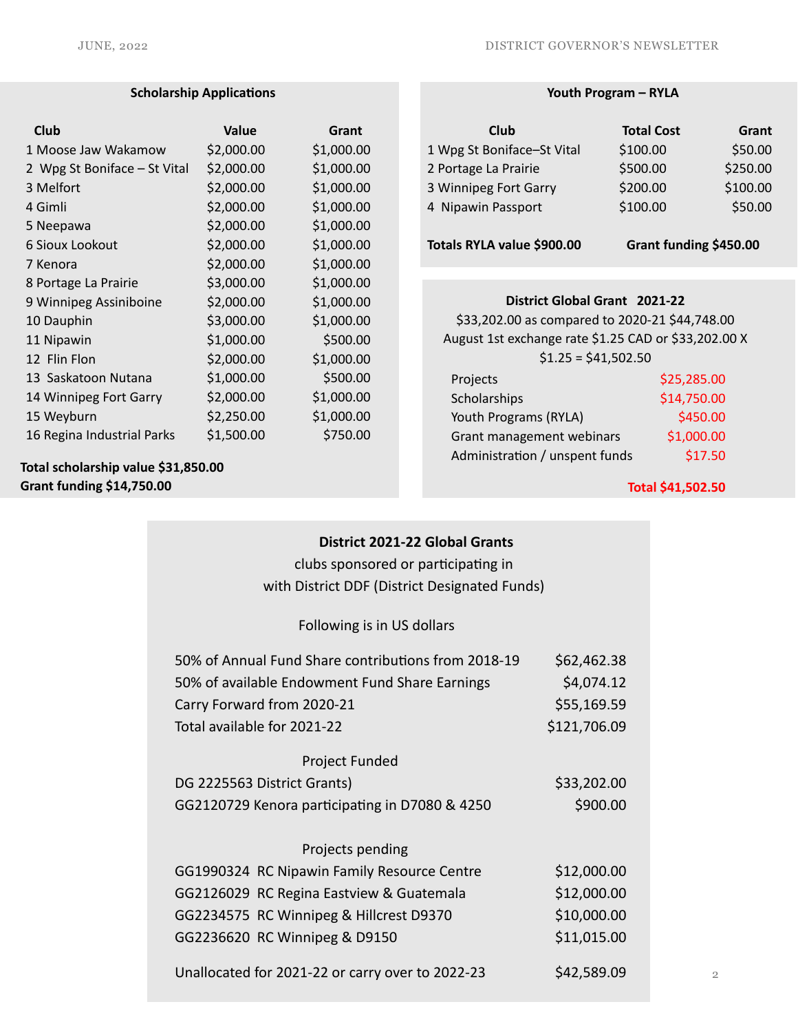## Scholarship Applications

| Club | Value | Grant |
|---|---|---|
| 1 Moose Jaw Wakamow | $2,000.00 | $1,000.00 |
| 2 Wpg St Boniface – St Vital | $2,000.00 | $1,000.00 |
| 3 Melfort | $2,000.00 | $1,000.00 |
| 4 Gimli | $2,000.00 | $1,000.00 |
| 5 Neepawa | $2,000.00 | $1,000.00 |
| 6 Sioux Lookout | $2,000.00 | $1,000.00 |
| 7 Kenora | $2,000.00 | $1,000.00 |
| 8 Portage La Prairie | $3,000.00 | $1,000.00 |
| 9 Winnipeg Assiniboine | $2,000.00 | $1,000.00 |
| 10 Dauphin | $3,000.00 | $1,000.00 |
| 11 Nipawin | $1,000.00 | $500.00 |
| 12 Flin Flon | $2,000.00 | $1,000.00 |
| 13 Saskatoon Nutana | $1,000.00 | $500.00 |
| 14 Winnipeg Fort Garry | $2,000.00 | $1,000.00 |
| 15 Weyburn | $2,250.00 | $1,000.00 |
| 16 Regina Industrial Parks | $1,500.00 | $750.00 |

**Total scholarship value $31,850.00**
**Grant funding $14,750.00**

## Youth Program – RYLA

| Club | Total Cost | Grant |
|---|---|---|
| 1 Wpg St Boniface–St Vital | $100.00 | $50.00 |
| 2 Portage La Prairie | $500.00 | $250.00 |
| 3 Winnipeg Fort Garry | $200.00 | $100.00 |
| 4 Nipawin Passport | $100.00 | $50.00 |

**Totals RYLA value $900.00** **Grant funding $450.00**

## District Global Grant 2021-22

$33,202.00 as compared to 2020-21 $44,748.00
August 1st exchange rate $1.25 CAD or $33,202.00 X $1.25 = $41,502.50

| | |
|---|---|
| Projects | $25,285.00 |
| Scholarships | $14,750.00 |
| Youth Programs (RYLA) | $450.00 |
| Grant management webinars | $1,000.00 |
| Administration / unspent funds | $17.50 |

**Total $41,502.50**

## District 2021-22 Global Grants

clubs sponsored or participating in
with District DDF (District Designated Funds)

Following is in US dollars

| | |
|---|---|
| 50% of Annual Fund Share contributions from 2018-19 | $62,462.38 |
| 50% of available Endowment Fund Share Earnings | $4,074.12 |
| Carry Forward from 2020-21 | $55,169.59 |
| Total available for 2021-22 | $121,706.09 |

Project Funded

| | |
|---|---|
| DG 2225563 District Grants) | $33,202.00 |
| GG2120729 Kenora participating in D7080 & 4250 | $900.00 |

Projects pending

| | |
|---|---|
| GG1990324 RC Nipawin Family Resource Centre | $12,000.00 |
| GG2126029 RC Regina Eastview & Guatemala | $12,000.00 |
| GG2234575 RC Winnipeg & Hillcrest D9370 | $10,000.00 |
| GG2236620 RC Winnipeg & D9150 | $11,015.00 |

Unallocated for 2021-22 or carry over to 2022-23 $42,589.09